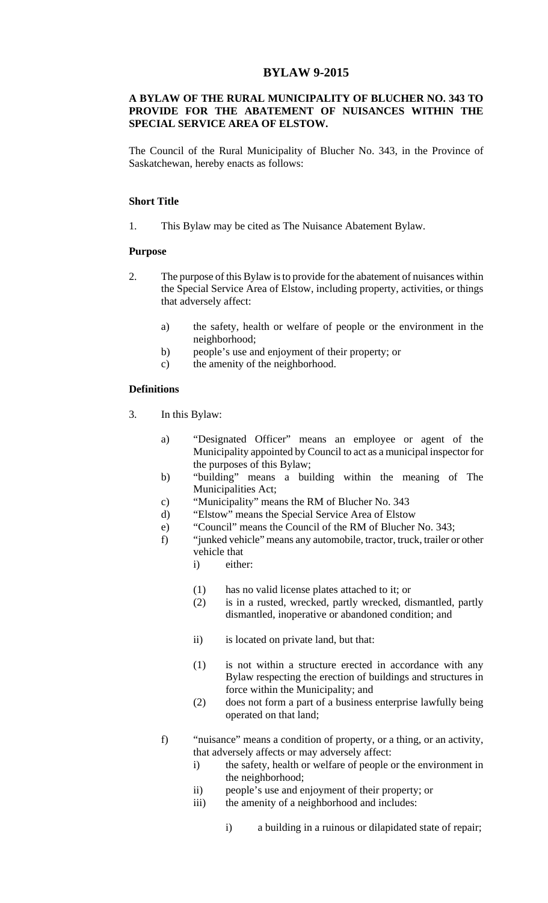# BYLAW 9-2015

**A BYLAW OF THE RURAL MUNICIPALITY OF BLUCHER NO. 343 TO PROVIDE FOR THE ABATEMENT OF NUISANCES WITHIN THE SPECIAL SERVICE AREA OF ELSTOW.**

The Council of the Rural Municipality of Blucher No. 343, in the Province of Saskatchewan, hereby enacts as follows:

### Short Title

1. This Bylaw may be cited as The Nuisance Abatement Bylaw.

### Purpose

2. The purpose of this Bylaw is to provide for the abatement of nuisances within the Special Service Area of Elstow, including property, activities, or things that adversely affect:

   a) the safety, health or welfare of people or the environment in the neighborhood;
   b) people's use and enjoyment of their property; or
   c) the amenity of the neighborhood.

### Definitions

3. In this Bylaw:

   a) "Designated Officer" means an employee or agent of the Municipality appointed by Council to act as a municipal inspector for the purposes of this Bylaw;
   b) "building" means a building within the meaning of The Municipalities Act;
   c) "Municipality" means the RM of Blucher No. 343
   d) "Elstow" means the Special Service Area of Elstow
   e) "Council" means the Council of the RM of Blucher No. 343;
   f) "junked vehicle" means any automobile, tractor, truck, trailer or other vehicle that
      i) either:

         (1) has no valid license plates attached to it; or
         (2) is in a rusted, wrecked, partly wrecked, dismantled, partly dismantled, inoperative or abandoned condition; and

      ii) is located on private land, but that:

         (1) is not within a structure erected in accordance with any Bylaw respecting the erection of buildings and structures in force within the Municipality; and
         (2) does not form a part of a business enterprise lawfully being operated on that land;

   f) "nuisance" means a condition of property, or a thing, or an activity, that adversely affects or may adversely affect:
      i) the safety, health or welfare of people or the environment in the neighborhood;
      ii) people's use and enjoyment of their property; or
      iii) the amenity of a neighborhood and includes:

         i) a building in a ruinous or dilapidated state of repair;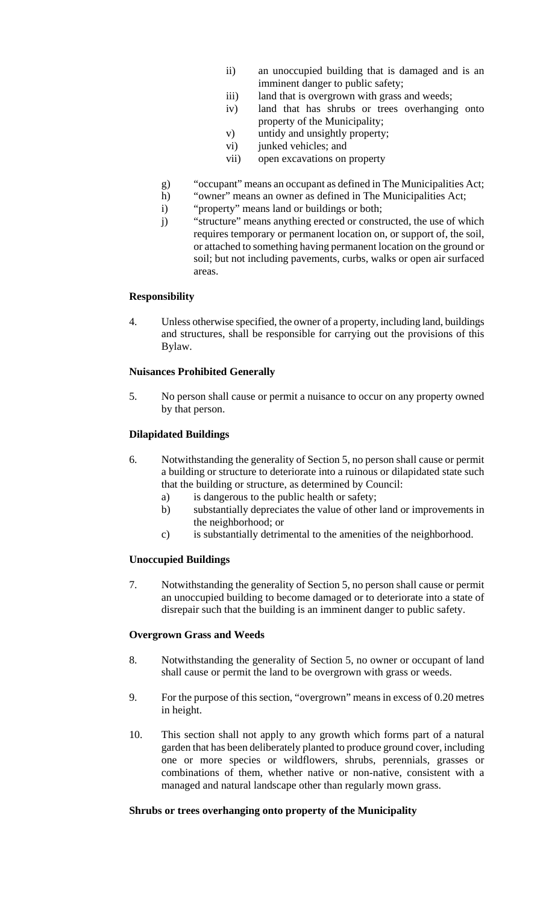- ii) an unoccupied building that is damaged and is an imminent danger to public safety;
- iii) land that is overgrown with grass and weeds;
- iv) land that has shrubs or trees overhanging onto property of the Municipality;
- v) untidy and unsightly property;
- vi) junked vehicles; and
- vii) open excavations on property

g) "occupant" means an occupant as defined in The Municipalities Act;

h) "owner" means an owner as defined in The Municipalities Act;

i) "property" means land or buildings or both;

j) "structure" means anything erected or constructed, the use of which requires temporary or permanent location on, or support of, the soil, or attached to something having permanent location on the ground or soil; but not including pavements, curbs, walks or open air surfaced areas.

**Responsibility**

4. Unless otherwise specified, the owner of a property, including land, buildings and structures, shall be responsible for carrying out the provisions of this Bylaw.

**Nuisances Prohibited Generally**

5. No person shall cause or permit a nuisance to occur on any property owned by that person.

**Dilapidated Buildings**

6. Notwithstanding the generality of Section 5, no person shall cause or permit a building or structure to deteriorate into a ruinous or dilapidated state such that the building or structure, as determined by Council:
   a) is dangerous to the public health or safety;
   b) substantially depreciates the value of other land or improvements in the neighborhood; or
   c) is substantially detrimental to the amenities of the neighborhood.

**Unoccupied Buildings**

7. Notwithstanding the generality of Section 5, no person shall cause or permit an unoccupied building to become damaged or to deteriorate into a state of disrepair such that the building is an imminent danger to public safety.

**Overgrown Grass and Weeds**

8. Notwithstanding the generality of Section 5, no owner or occupant of land shall cause or permit the land to be overgrown with grass or weeds.

9. For the purpose of this section, "overgrown" means in excess of 0.20 metres in height.

10. This section shall not apply to any growth which forms part of a natural garden that has been deliberately planted to produce ground cover, including one or more species or wildflowers, shrubs, perennials, grasses or combinations of them, whether native or non-native, consistent with a managed and natural landscape other than regularly mown grass.

**Shrubs or trees overhanging onto property of the Municipality**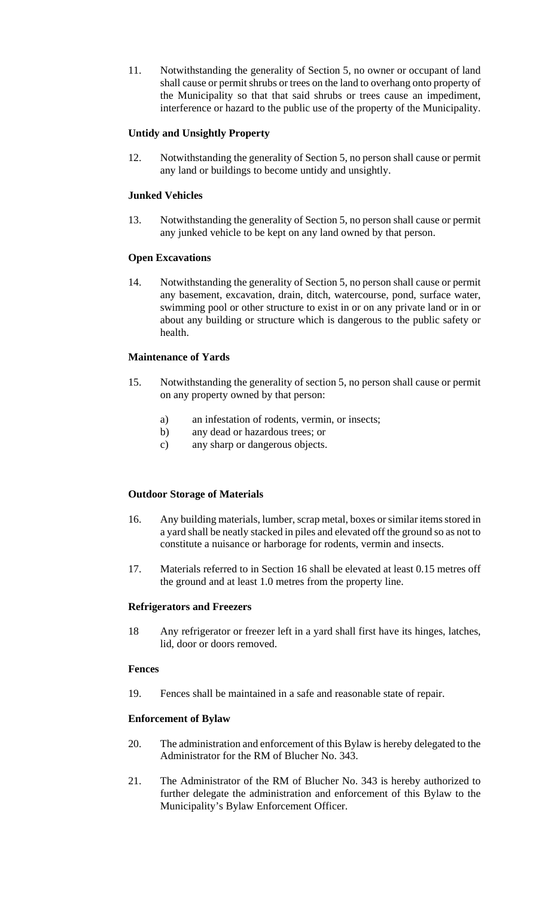11. Notwithstanding the generality of Section 5, no owner or occupant of land shall cause or permit shrubs or trees on the land to overhang onto property of the Municipality so that that said shrubs or trees cause an impediment, interference or hazard to the public use of the property of the Municipality.

**Untidy and Unsightly Property**

12. Notwithstanding the generality of Section 5, no person shall cause or permit any land or buildings to become untidy and unsightly.

**Junked Vehicles**

13. Notwithstanding the generality of Section 5, no person shall cause or permit any junked vehicle to be kept on any land owned by that person.

**Open Excavations**

14. Notwithstanding the generality of Section 5, no person shall cause or permit any basement, excavation, drain, ditch, watercourse, pond, surface water, swimming pool or other structure to exist in or on any private land or in or about any building or structure which is dangerous to the public safety or health.

**Maintenance of Yards**

15. Notwithstanding the generality of section 5, no person shall cause or permit on any property owned by that person:

    a) an infestation of rodents, vermin, or insects;
    b) any dead or hazardous trees; or
    c) any sharp or dangerous objects.

**Outdoor Storage of Materials**

16. Any building materials, lumber, scrap metal, boxes or similar items stored in a yard shall be neatly stacked in piles and elevated off the ground so as not to constitute a nuisance or harborage for rodents, vermin and insects.

17. Materials referred to in Section 16 shall be elevated at least 0.15 metres off the ground and at least 1.0 metres from the property line.

**Refrigerators and Freezers**

18 Any refrigerator or freezer left in a yard shall first have its hinges, latches, lid, door or doors removed.

**Fences**

19. Fences shall be maintained in a safe and reasonable state of repair.

**Enforcement of Bylaw**

20. The administration and enforcement of this Bylaw is hereby delegated to the Administrator for the RM of Blucher No. 343.

21. The Administrator of the RM of Blucher No. 343 is hereby authorized to further delegate the administration and enforcement of this Bylaw to the Municipality's Bylaw Enforcement Officer.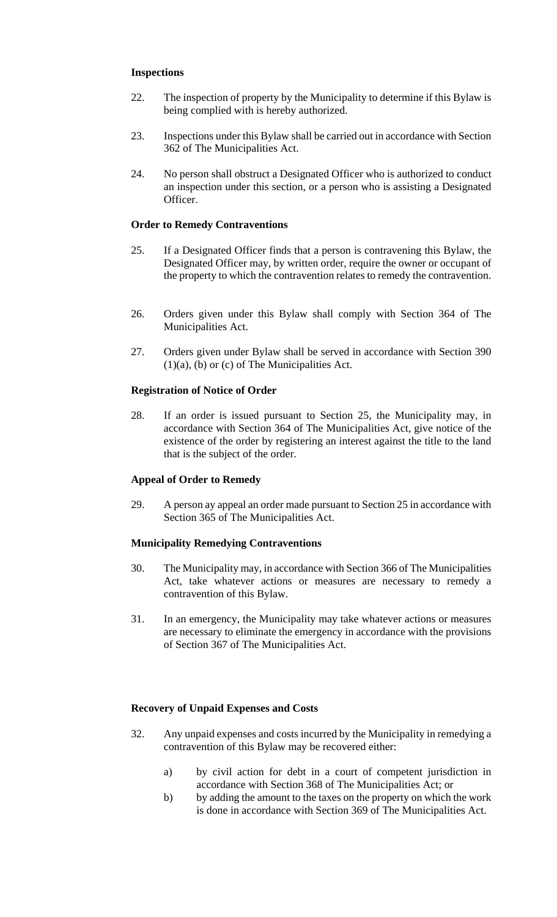**Inspections**

22. The inspection of property by the Municipality to determine if this Bylaw is being complied with is hereby authorized.

23. Inspections under this Bylaw shall be carried out in accordance with Section 362 of The Municipalities Act.

24. No person shall obstruct a Designated Officer who is authorized to conduct an inspection under this section, or a person who is assisting a Designated Officer.

**Order to Remedy Contraventions**

25. If a Designated Officer finds that a person is contravening this Bylaw, the Designated Officer may, by written order, require the owner or occupant of the property to which the contravention relates to remedy the contravention.

26. Orders given under this Bylaw shall comply with Section 364 of The Municipalities Act.

27. Orders given under Bylaw shall be served in accordance with Section 390 (1)(a), (b) or (c) of The Municipalities Act.

**Registration of Notice of Order**

28. If an order is issued pursuant to Section 25, the Municipality may, in accordance with Section 364 of The Municipalities Act, give notice of the existence of the order by registering an interest against the title to the land that is the subject of the order.

**Appeal of Order to Remedy**

29. A person ay appeal an order made pursuant to Section 25 in accordance with Section 365 of The Municipalities Act.

**Municipality Remedying Contraventions**

30. The Municipality may, in accordance with Section 366 of The Municipalities Act, take whatever actions or measures are necessary to remedy a contravention of this Bylaw.

31. In an emergency, the Municipality may take whatever actions or measures are necessary to eliminate the emergency in accordance with the provisions of Section 367 of The Municipalities Act.

**Recovery of Unpaid Expenses and Costs**

32. Any unpaid expenses and costs incurred by the Municipality in remedying a contravention of this Bylaw may be recovered either:

    a) by civil action for debt in a court of competent jurisdiction in accordance with Section 368 of The Municipalities Act; or
    b) by adding the amount to the taxes on the property on which the work is done in accordance with Section 369 of The Municipalities Act.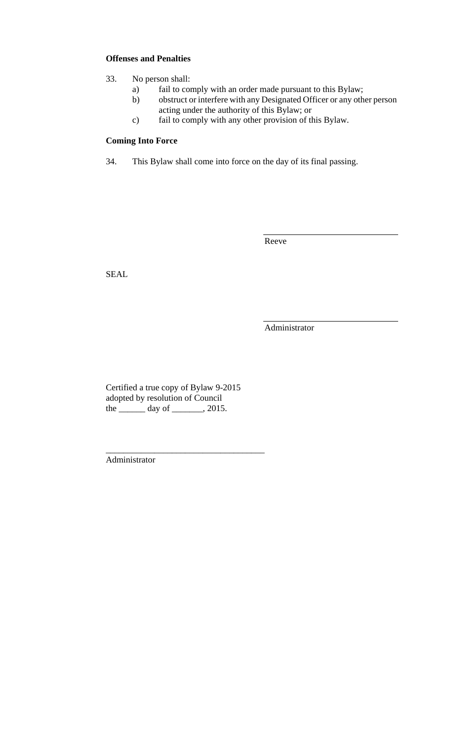**Offenses and Penalties**

33. No person shall:
    a) fail to comply with an order made pursuant to this Bylaw;
    b) obstruct or interfere with any Designated Officer or any other person acting under the authority of this Bylaw; or
    c) fail to comply with any other provision of this Bylaw.

**Coming Into Force**

34. This Bylaw shall come into force on the day of its final passing.

\_\_\_\_\_\_\_\_\_\_\_\_\_\_\_\_\_\_\_\_\_\_\_\_\_\_\_\_\_\_\_\_\_\_

Reeve

SEAL

\_\_\_\_\_\_\_\_\_\_\_\_\_\_\_\_\_\_\_\_\_\_\_\_\_\_\_\_\_\_\_\_\_\_

Administrator

Certified a true copy of Bylaw 9-2015
adopted by resolution of Council
the ______ day of _______, 2015.

___________________________________

Administrator